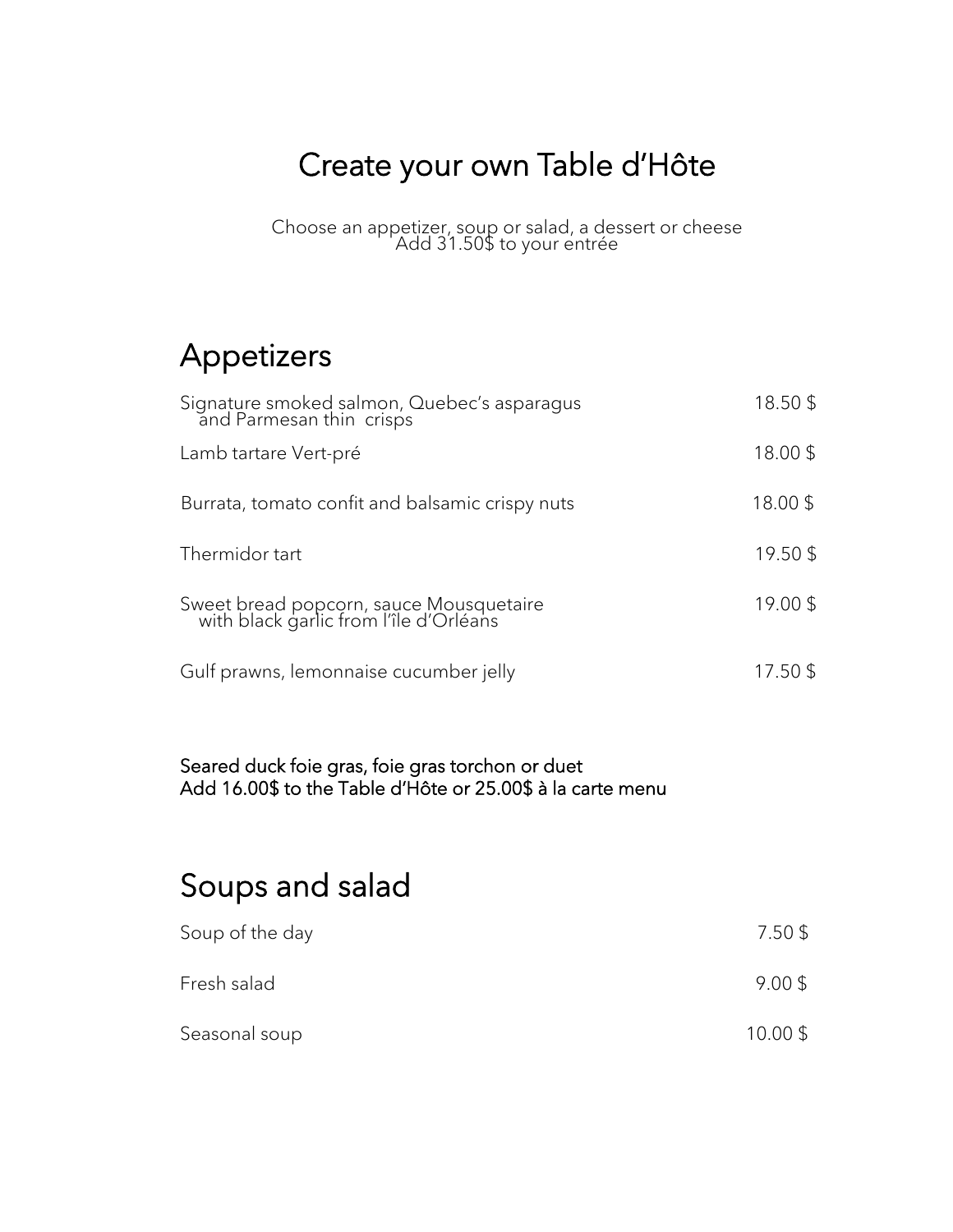# Create your own Table d'Hôte

Choose an appetizer, soup or salad, a dessert or cheese
Add 31.50$ to your entrée

## Appetizers

| | |
|---|---|
| Signature smoked salmon, Quebec's asparagus and Parmesan thin crisps | 18.50 $ |
| Lamb tartare Vert-pré | 18.00 $ |
| Burrata, tomato confit and balsamic crispy nuts | 18.00 $ |
| Thermidor tart | 19.50 $ |
| Sweet bread popcorn, sauce Mousquetaire with black garlic from l'île d'Orléans | 19.00 $ |
| Gulf prawns, lemonnaise cucumber jelly | 17.50 $ |

Seared duck foie gras, foie gras torchon or duet
Add 16.00$ to the Table d'Hôte or 25.00$ à la carte menu

## Soups and salad

| | |
|---|---|
| Soup of the day | 7.50 $ |
| Fresh salad | 9.00 $ |
| Seasonal soup | 10.00 $ |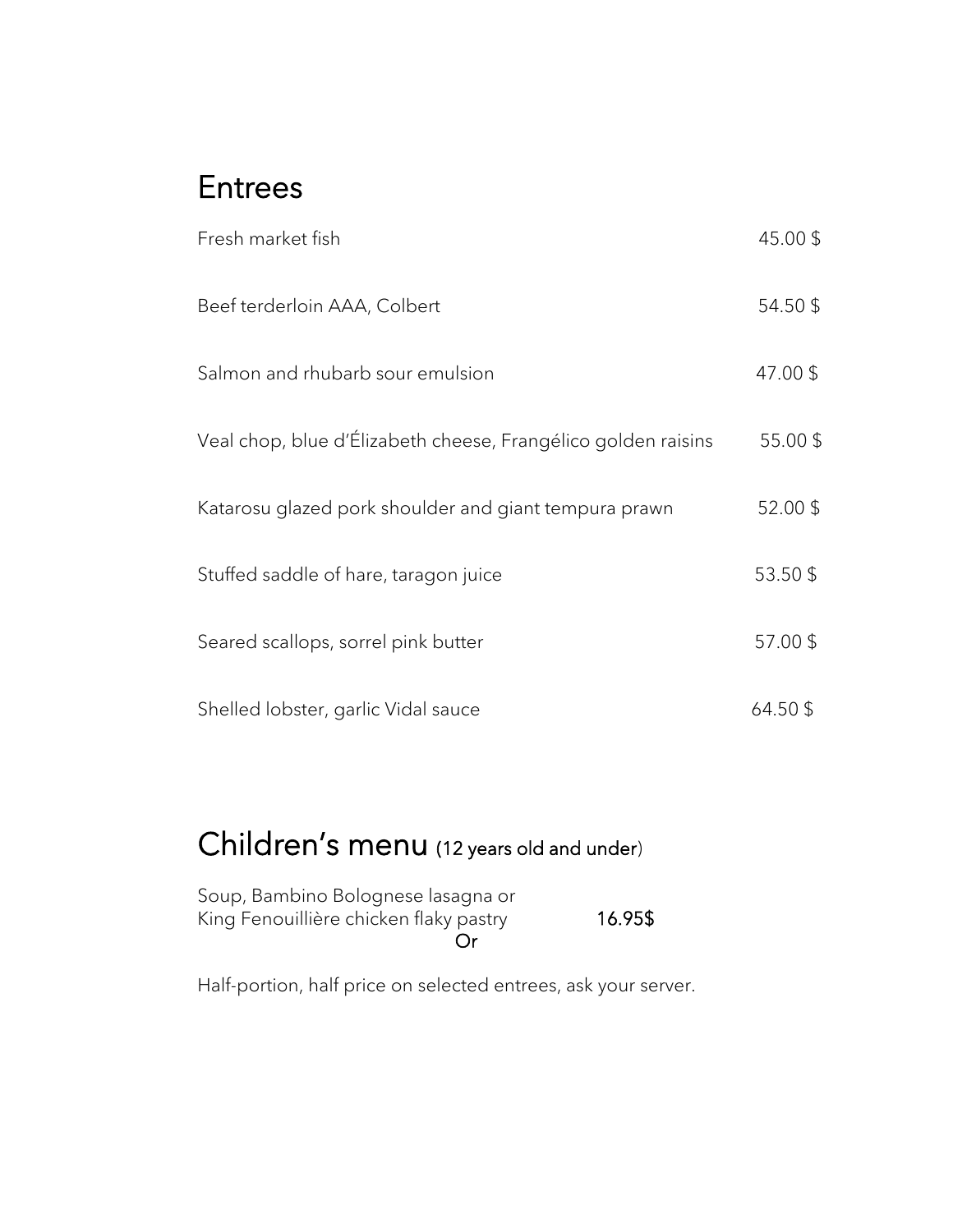## Entrees

| | |
|---|---|
| Fresh market fish | 45.00 $ |
| Beef terderloin AAA, Colbert | 54.50 $ |
| Salmon and rhubarb sour emulsion | 47.00 $ |
| Veal chop, blue d’Élizabeth cheese, Frangélico golden raisins | 55.00 $ |
| Katarosu glazed pork shoulder and giant tempura prawn | 52.00 $ |
| Stuffed saddle of hare, taragon juice | 53.50 $ |
| Seared scallops, sorrel pink butter | 57.00 $ |
| Shelled lobster, garlic Vidal sauce | 64.50 $ |

## Children’s menu (12 years old and under)

Soup, Bambino Bolognese lasagna or
King Fenouillière chicken flaky pastry 16.95$

Or

Half-portion, half price on selected entrees, ask your server.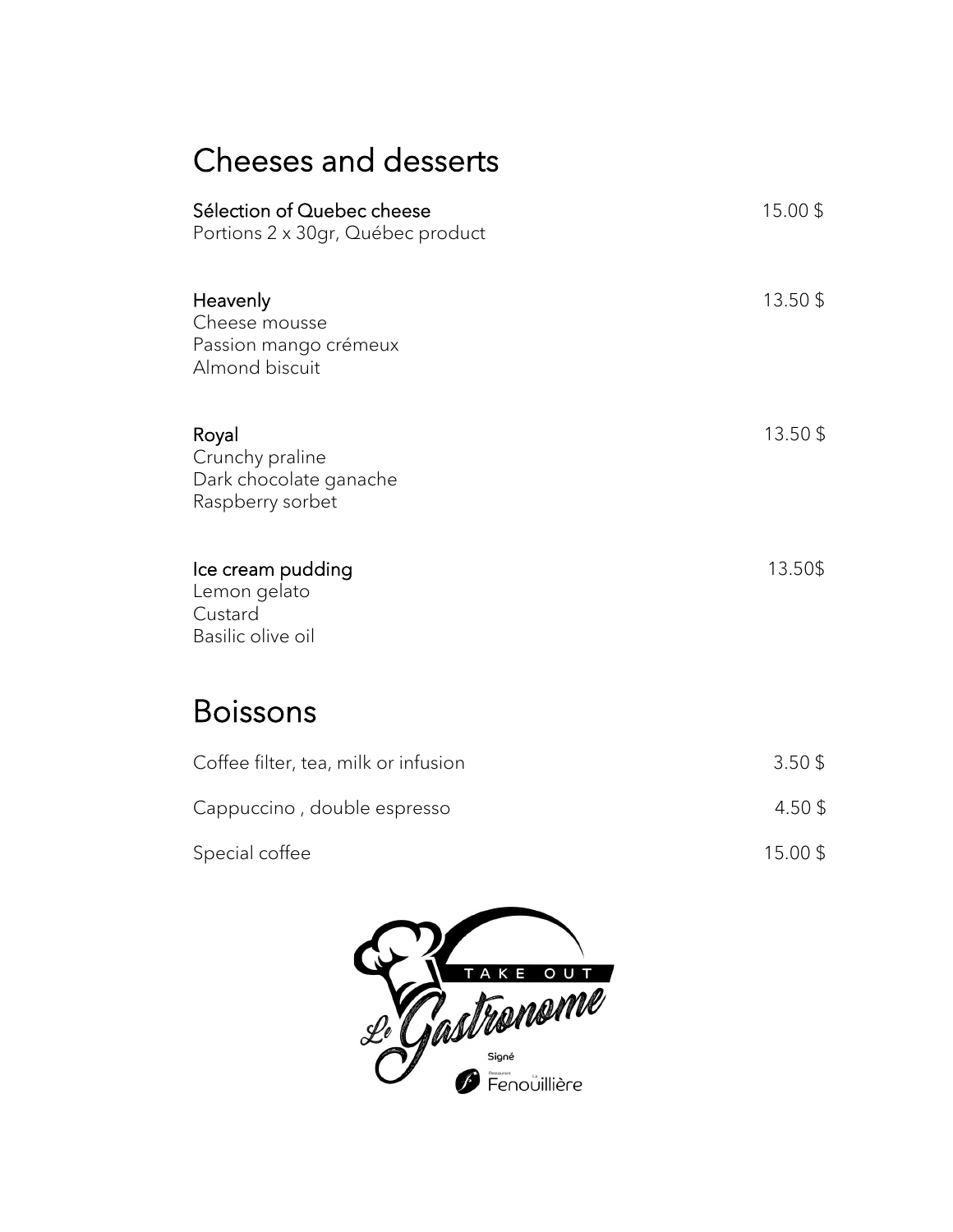# Cheeses and desserts

**Sélection of Quebec cheese** 15.00 $
Portions 2 x 30gr, Québec product

**Heavenly** 13.50 $
Cheese mousse
Passion mango crémeux
Almond biscuit

**Royal** 13.50 $
Crunchy praline
Dark chocolate ganache
Raspberry sorbet

**Ice cream pudding** 13.50$
Lemon gelato
Custard
Basilic olive oil

# Boissons

| | |
|---|---|
| Coffee filter, tea, milk or infusion | 3.50 $ |
| Cappuccino , double espresso | 4.50 $ |
| Special coffee | 15.00 $ |

TAKE OUT
Le Gastronome
Signé
Restaurant La Fenouillière